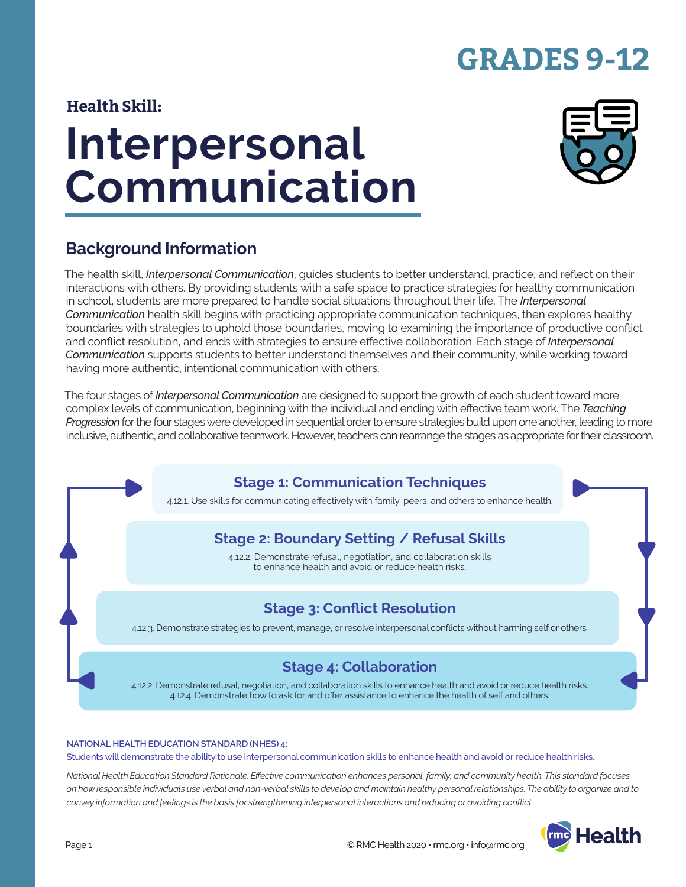# GRADES 9-12

**Health Skill:**

# Interpersonal Communication

## Background Information

The health skill, *Interpersonal Communication*, guides students to better understand, practice, and reflect on their interactions with others. By providing students with a safe space to practice strategies for healthy communication in school, students are more prepared to handle social situations throughout their life. The *Interpersonal Communication* health skill begins with practicing appropriate communication techniques, then explores healthy boundaries with strategies to uphold those boundaries, moving to examining the importance of productive conflict and conflict resolution, and ends with strategies to ensure effective collaboration. Each stage of *Interpersonal Communication* supports students to better understand themselves and their community, while working toward having more authentic, intentional communication with others.

The four stages of *Interpersonal Communication* are designed to support the growth of each student toward more complex levels of communication, beginning with the individual and ending with effective team work. The *Teaching Progression* for the four stages were developed in sequential order to ensure strategies build upon one another, leading to more inclusive, authentic, and collaborative teamwork. However, teachers can rearrange the stages as appropriate for their classroom.

### Stage 1: Communication Techniques

4.12.1. Use skills for communicating effectively with family, peers, and others to enhance health.

### Stage 2: Boundary Setting / Refusal Skills

4.12.2. Demonstrate refusal, negotiation, and collaboration skills to enhance health and avoid or reduce health risks.

### Stage 3: Conflict Resolution

4.12.3. Demonstrate strategies to prevent, manage, or resolve interpersonal conflicts without harming self or others.

### Stage 4: Collaboration

4.12.2. Demonstrate refusal, negotiation, and collaboration skills to enhance health and avoid or reduce health risks.
4.12.4. Demonstrate how to ask for and offer assistance to enhance the health of self and others.

**NATIONAL HEALTH EDUCATION STANDARD (NHES) 4:**
Students will demonstrate the ability to use interpersonal communication skills to enhance health and avoid or reduce health risks.

*National Health Education Standard Rationale: Effective communication enhances personal, family, and community health. This standard focuses on how responsible individuals use verbal and non-verbal skills to develop and maintain healthy personal relationships. The ability to organize and to convey information and feelings is the basis for strengthening interpersonal interactions and reducing or avoiding conflict.*

© RMC Health 2020 • rmc.org • info@rmc.org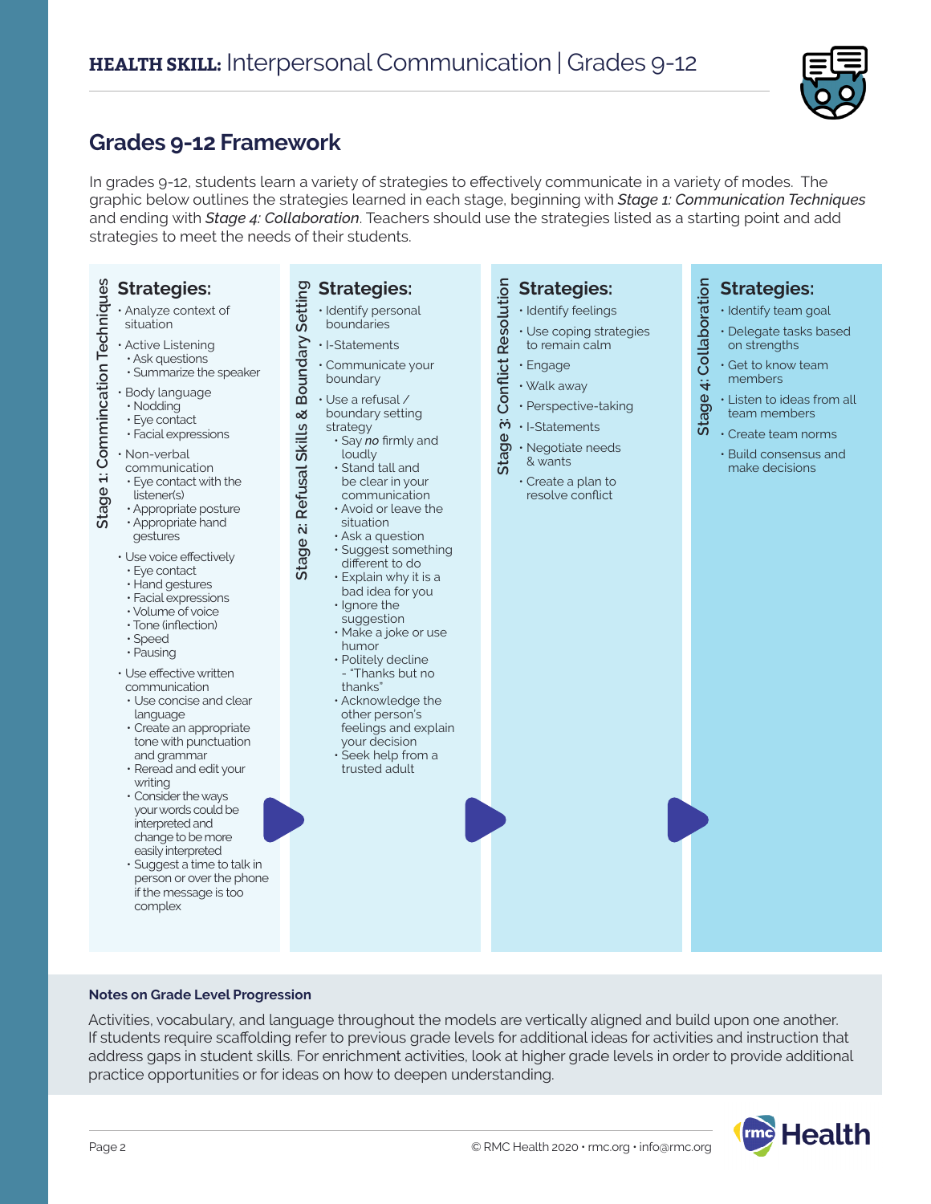# HEALTH SKILL: Interpersonal Communication | Grades 9-12

## Grades 9-12 Framework

In grades 9-12, students learn a variety of strategies to effectively communicate in a variety of modes. The graphic below outlines the strategies learned in each stage, beginning with ***Stage 1:** Communication Techniques* and ending with ***Stage 4:** Collaboration*. Teachers should use the strategies listed as a starting point and add strategies to meet the needs of their students.

### Stage 1: Commnication Techniques

**Strategies:**

- Analyze context of situation
- Active Listening
  - Ask questions
  - Summarize the speaker
- Body language
  - Nodding
  - Eye contact
  - Facial expressions
- Non-verbal communication
  - Eye contact with the listener(s)
  - Appropriate posture
  - Appropriate hand gestures
- Use voice effectively
  - Eye contact
  - Hand gestures
  - Facial expressions
  - Volume of voice
  - Tone (inflection)
  - Speed
  - Pausing
- Use effective written communication
  - Use concise and clear language
  - Create an appropriate tone with punctuation and grammar
  - Reread and edit your writing
  - Consider the ways your words could be interpreted and change to be more easily interpreted
  - Suggest a time to talk in person or over the phone if the message is too complex

### Stage 2: Refusal Skills & Boundary Setting

**Strategies:**

- Identify personal boundaries
- I-Statements
- Communicate your boundary
- Use a refusal / boundary setting strategy
  - Say ***no*** firmly and loudly
  - Stand tall and be clear in your communication
  - Avoid or leave the situation
  - Ask a question
  - Suggest something different to do
  - Explain why it is a bad idea for you
  - Ignore the suggestion
  - Make a joke or use humor
  - Politely decline - "Thanks but no thanks"
  - Acknowledge the other person's feelings and explain your decision
  - Seek help from a trusted adult

### Stage 3: Conflict Resolution

**Strategies:**

- Identify feelings
- Use coping strategies to remain calm
- Engage
- Walk away
- Perspective-taking
- I-Statements
- Negotiate needs & wants
- Create a plan to resolve conflict

### Stage 4: Collaboration

**Strategies:**

- Identify team goal
- Delegate tasks based on strengths
- Get to know team members
- Listen to ideas from all team members
- Create team norms
- Build consensus and make decisions

**Notes on Grade Level Progression**

Activities, vocabulary, and language throughout the models are vertically aligned and build upon one another. If students require scaffolding refer to previous grade levels for additional ideas for activities and instruction that address gaps in student skills. For enrichment activities, look at higher grade levels in order to provide additional practice opportunities or for ideas on how to deepen understanding.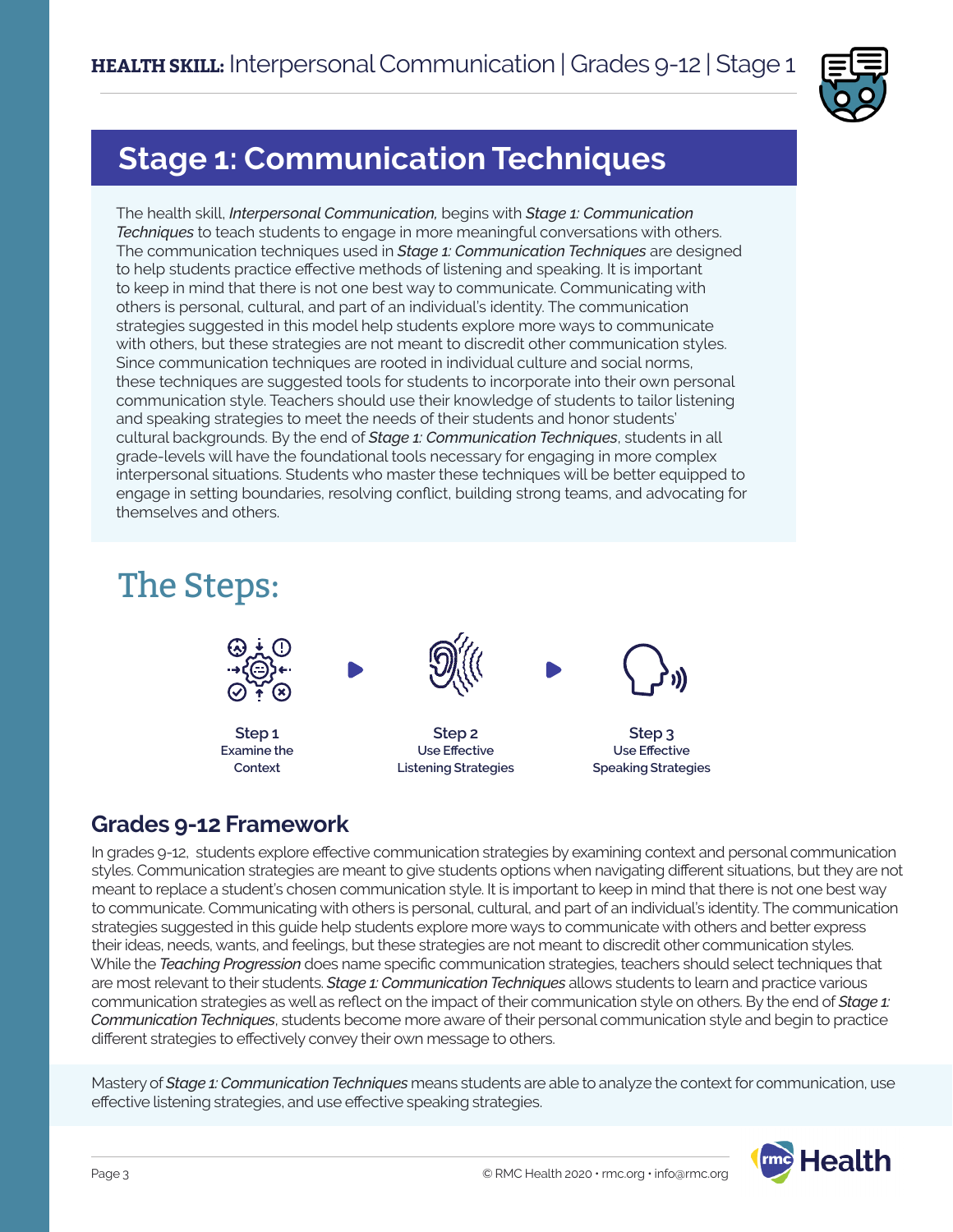# Stage 1: Communication Techniques

The health skill, *Interpersonal Communication,* begins with ***Stage 1: Communication Techniques*** to teach students to engage in more meaningful conversations with others. The communication techniques used in ***Stage 1: Communication Techniques*** are designed to help students practice effective methods of listening and speaking. It is important to keep in mind that there is not one best way to communicate. Communicating with others is personal, cultural, and part of an individual's identity. The communication strategies suggested in this model help students explore more ways to communicate with others, but these strategies are not meant to discredit other communication styles. Since communication techniques are rooted in individual culture and social norms, these techniques are suggested tools for students to incorporate into their own personal communication style. Teachers should use their knowledge of students to tailor listening and speaking strategies to meet the needs of their students and honor students' cultural backgrounds. By the end of ***Stage 1: Communication Techniques***, students in all grade-levels will have the foundational tools necessary for engaging in more complex interpersonal situations. Students who master these techniques will be better equipped to engage in setting boundaries, resolving conflict, building strong teams, and advocating for themselves and others.

## The Steps:

**Step 1**
Examine the Context

**Step 2**
Use Effective Listening Strategies

**Step 3**
Use Effective Speaking Strategies

## Grades 9-12 Framework

In grades 9-12, students explore effective communication strategies by examining context and personal communication styles. Communication strategies are meant to give students options when navigating different situations, but they are not meant to replace a student's chosen communication style. It is important to keep in mind that there is not one best way to communicate. Communicating with others is personal, cultural, and part of an individual's identity. The communication strategies suggested in this guide help students explore more ways to communicate with others and better express their ideas, needs, wants, and feelings, but these strategies are not meant to discredit other communication styles. While the *Teaching Progression* does name specific communication strategies, teachers should select techniques that are most relevant to their students. *Stage 1: Communication Techniques* allows students to learn and practice various communication strategies as well as reflect on the impact of their communication style on others. By the end of *Stage 1: Communication Techniques*, students become more aware of their personal communication style and begin to practice different strategies to effectively convey their own message to others.

Mastery of *Stage 1: Communication Techniques* means students are able to analyze the context for communication, use effective listening strategies, and use effective speaking strategies.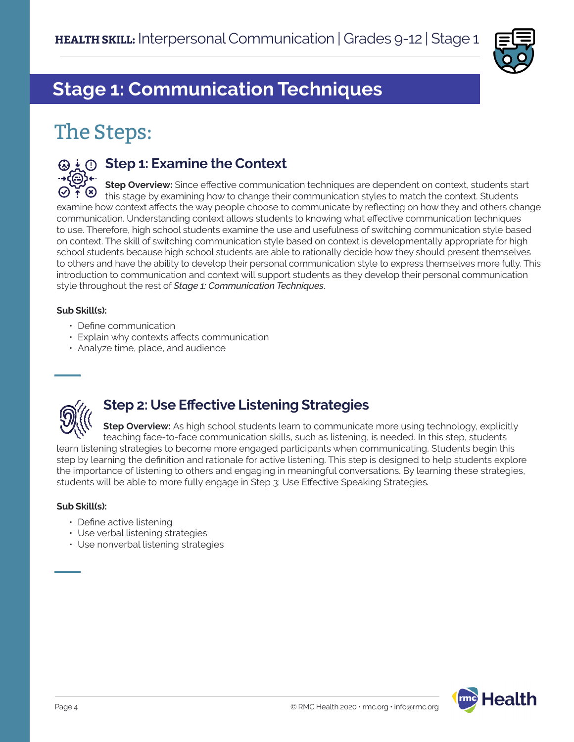# Stage 1: Communication Techniques

## The Steps:

### Step 1: Examine the Context

**Step Overview:** Since effective communication techniques are dependent on context, students start this stage by examining how to change their communication styles to match the context. Students examine how context affects the way people choose to communicate by reflecting on how they and others change communication. Understanding context allows students to knowing what effective communication techniques to use. Therefore, high school students examine the use and usefulness of switching communication style based on context. The skill of switching communication style based on context is developmentally appropriate for high school students because high school students are able to rationally decide how they should present themselves to others and have the ability to develop their personal communication style to express themselves more fully. This introduction to communication and context will support students as they develop their personal communication style throughout the rest of *Stage 1: Communication Techniques*.

**Sub Skill(s):**

- Define communication
- Explain why contexts affects communication
- Analyze time, place, and audience

### Step 2: Use Effective Listening Strategies

**Step Overview:** As high school students learn to communicate more using technology, explicitly teaching face-to-face communication skills, such as listening, is needed. In this step, students learn listening strategies to become more engaged participants when communicating. Students begin this step by learning the definition and rationale for active listening. This step is designed to help students explore the importance of listening to others and engaging in meaningful conversations. By learning these strategies, students will be able to more fully engage in Step 3: Use Effective Speaking Strategies.

**Sub Skill(s):**

- Define active listening
- Use verbal listening strategies
- Use nonverbal listening strategies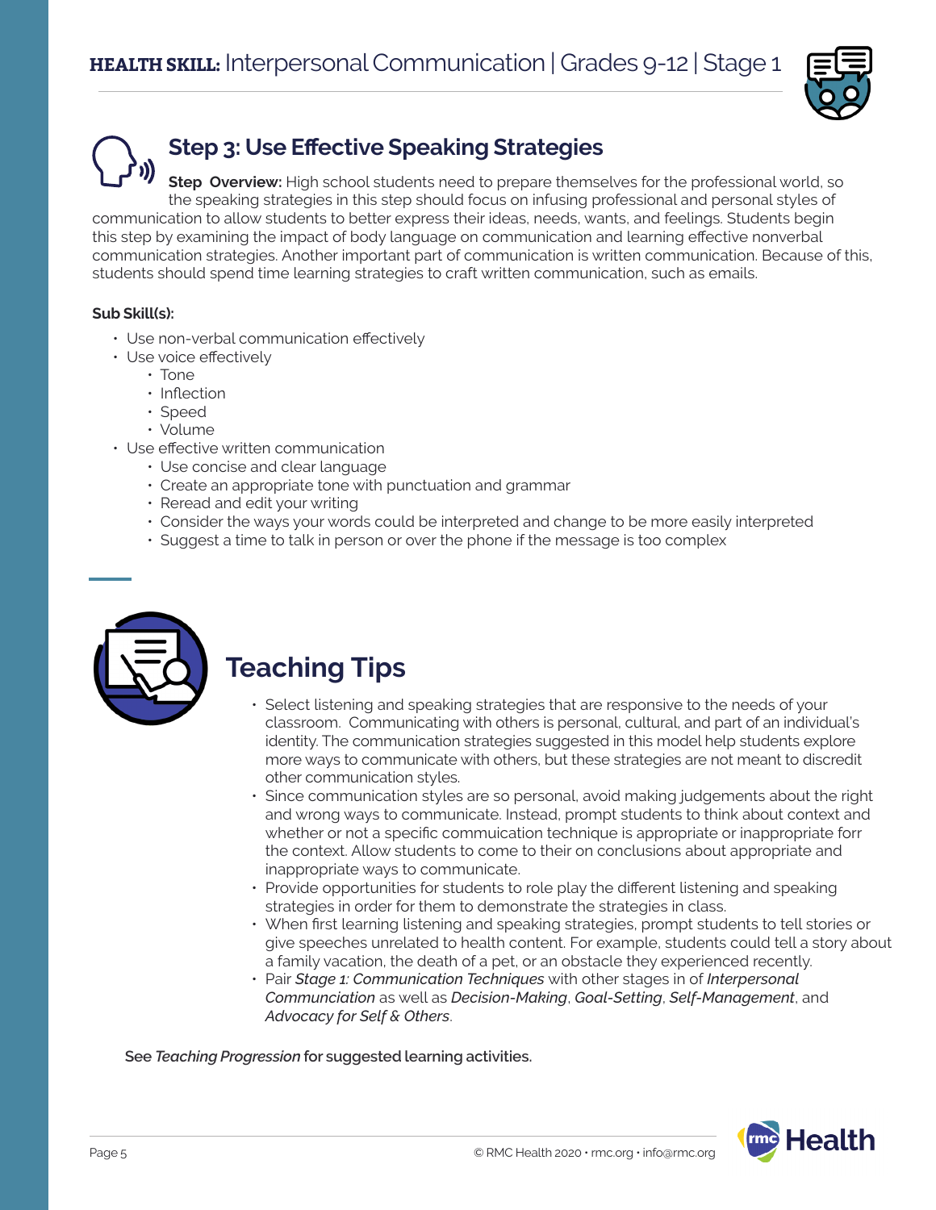## Step 3: Use Effective Speaking Strategies

**Step Overview:** High school students need to prepare themselves for the professional world, so the speaking strategies in this step should focus on infusing professional and personal styles of communication to allow students to better express their ideas, needs, wants, and feelings. Students begin this step by examining the impact of body language on communication and learning effective nonverbal communication strategies. Another important part of communication is written communication. Because of this, students should spend time learning strategies to craft written communication, such as emails.

**Sub Skill(s):**

- Use non-verbal communication effectively
- Use voice effectively
  - Tone
  - Inflection
  - Speed
  - Volume
- Use effective written communication
  - Use concise and clear language
  - Create an appropriate tone with punctuation and grammar
  - Reread and edit your writing
  - Consider the ways your words could be interpreted and change to be more easily interpreted
  - Suggest a time to talk in person or over the phone if the message is too complex

## Teaching Tips

- Select listening and speaking strategies that are responsive to the needs of your classroom. Communicating with others is personal, cultural, and part of an individual's identity. The communication strategies suggested in this model help students explore more ways to communicate with others, but these strategies are not meant to discredit other communication styles.
- Since communication styles are so personal, avoid making judgements about the right and wrong ways to communicate. Instead, prompt students to think about context and whether or not a specific commuication technique is appropriate or inappropriate forr the context. Allow students to come to their on conclusions about appropriate and inappropriate ways to communicate.
- Provide opportunities for students to role play the different listening and speaking strategies in order for them to demonstrate the strategies in class.
- When first learning listening and speaking strategies, prompt students to tell stories or give speeches unrelated to health content. For example, students could tell a story about a family vacation, the death of a pet, or an obstacle they experienced recently.
- Pair *Stage 1: Communication Techniques* with other stages in of *Interpersonal Communciation* as well as *Decision-Making*, *Goal-Setting*, *Self-Management*, and *Advocacy for Self & Others*.

**See *Teaching Progression* for suggested learning activities.**